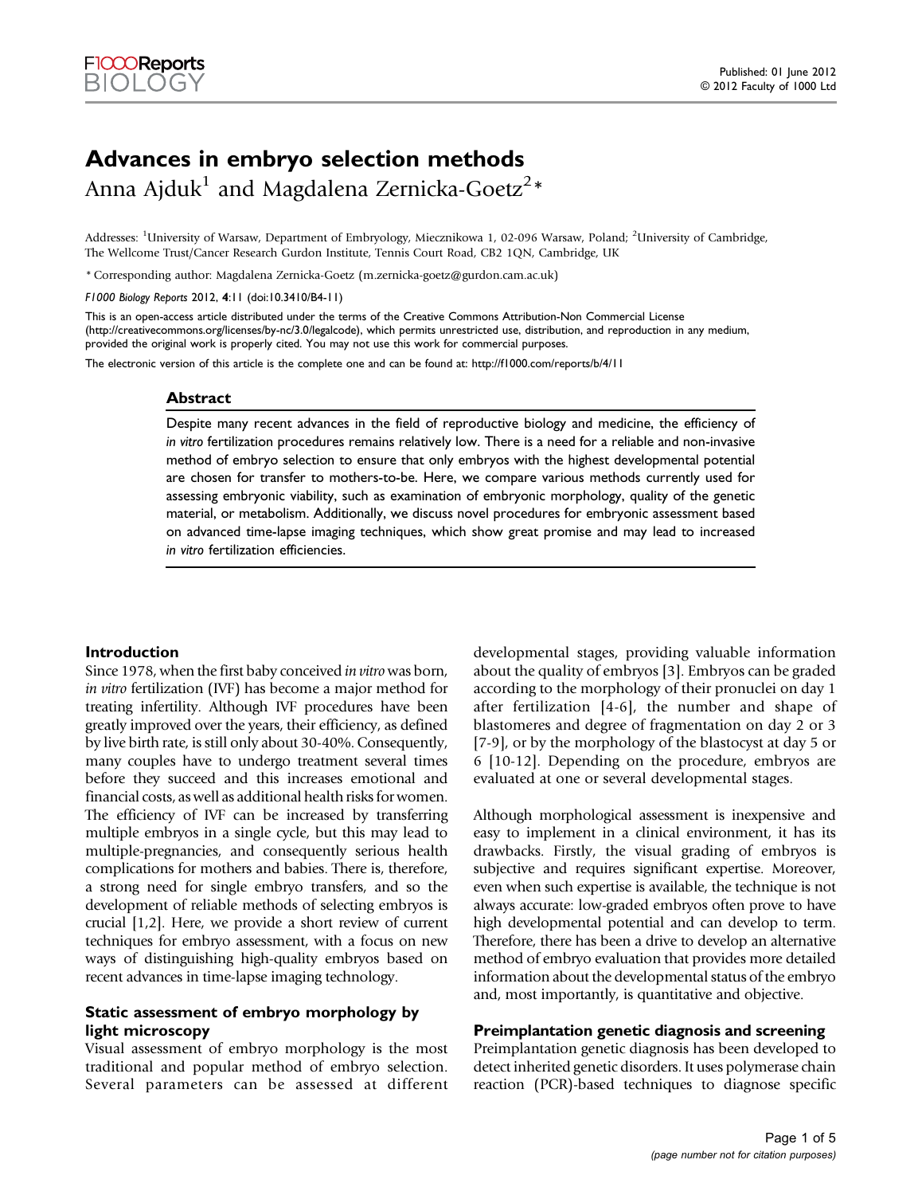# Advances in embryo selection methods

Anna Ajduk[1] and Magdalena Zernicka-Goetz[2]*

Addresses: [1]University of Warsaw, Department of Embryology, Miecznikowa 1, 02-096 Warsaw, Poland; [2]University of Cambridge, The Wellcome Trust/Cancer Research Gurdon Institute, Tennis Court Road, CB2 1QN, Cambridge, UK

\* Corresponding author: Magdalena Zernicka-Goetz (m.zernicka-goetz@gurdon.cam.ac.uk)

*F1000 Biology Reports* 2012, **4**:11 (doi:10.3410/B4-11)

This is an open-access article distributed under the terms of the Creative Commons Attribution-Non Commercial License (http://creativecommons.org/licenses/by-nc/3.0/legalcode), which permits unrestricted use, distribution, and reproduction in any medium, provided the original work is properly cited. You may not use this work for commercial purposes.

The electronic version of this article is the complete one and can be found at: http://f1000.com/reports/b/4/11

Published: 01 June 2012
© 2012 Faculty of 1000 Ltd

## Abstract

Despite many recent advances in the field of reproductive biology and medicine, the efficiency of *in vitro* fertilization procedures remains relatively low. There is a need for a reliable and non-invasive method of embryo selection to ensure that only embryos with the highest developmental potential are chosen for transfer to mothers-to-be. Here, we compare various methods currently used for assessing embryonic viability, such as examination of embryonic morphology, quality of the genetic material, or metabolism. Additionally, we discuss novel procedures for embryonic assessment based on advanced time-lapse imaging techniques, which show great promise and may lead to increased *in vitro* fertilization efficiencies.

## Introduction

Since 1978, when the first baby conceived *in vitro* was born, *in vitro* fertilization (IVF) has become a major method for treating infertility. Although IVF procedures have been greatly improved over the years, their efficiency, as defined by live birth rate, is still only about 30-40%. Consequently, many couples have to undergo treatment several times before they succeed and this increases emotional and financial costs, as well as additional health risks for women. The efficiency of IVF can be increased by transferring multiple embryos in a single cycle, but this may lead to multiple-pregnancies, and consequently serious health complications for mothers and babies. There is, therefore, a strong need for single embryo transfers, and so the development of reliable methods of selecting embryos is crucial [1,2]. Here, we provide a short review of current techniques for embryo assessment, with a focus on new ways of distinguishing high-quality embryos based on recent advances in time-lapse imaging technology.

## Static assessment of embryo morphology by light microscopy

Visual assessment of embryo morphology is the most traditional and popular method of embryo selection. Several parameters can be assessed at different developmental stages, providing valuable information about the quality of embryos [3]. Embryos can be graded according to the morphology of their pronuclei on day 1 after fertilization [4-6], the number and shape of blastomeres and degree of fragmentation on day 2 or 3 [7-9], or by the morphology of the blastocyst at day 5 or 6 [10-12]. Depending on the procedure, embryos are evaluated at one or several developmental stages.

Although morphological assessment is inexpensive and easy to implement in a clinical environment, it has its drawbacks. Firstly, the visual grading of embryos is subjective and requires significant expertise. Moreover, even when such expertise is available, the technique is not always accurate: low-graded embryos often prove to have high developmental potential and can develop to term. Therefore, there has been a drive to develop an alternative method of embryo evaluation that provides more detailed information about the developmental status of the embryo and, most importantly, is quantitative and objective.

## Preimplantation genetic diagnosis and screening

Preimplantation genetic diagnosis has been developed to detect inherited genetic disorders. It uses polymerase chain reaction (PCR)-based techniques to diagnose specific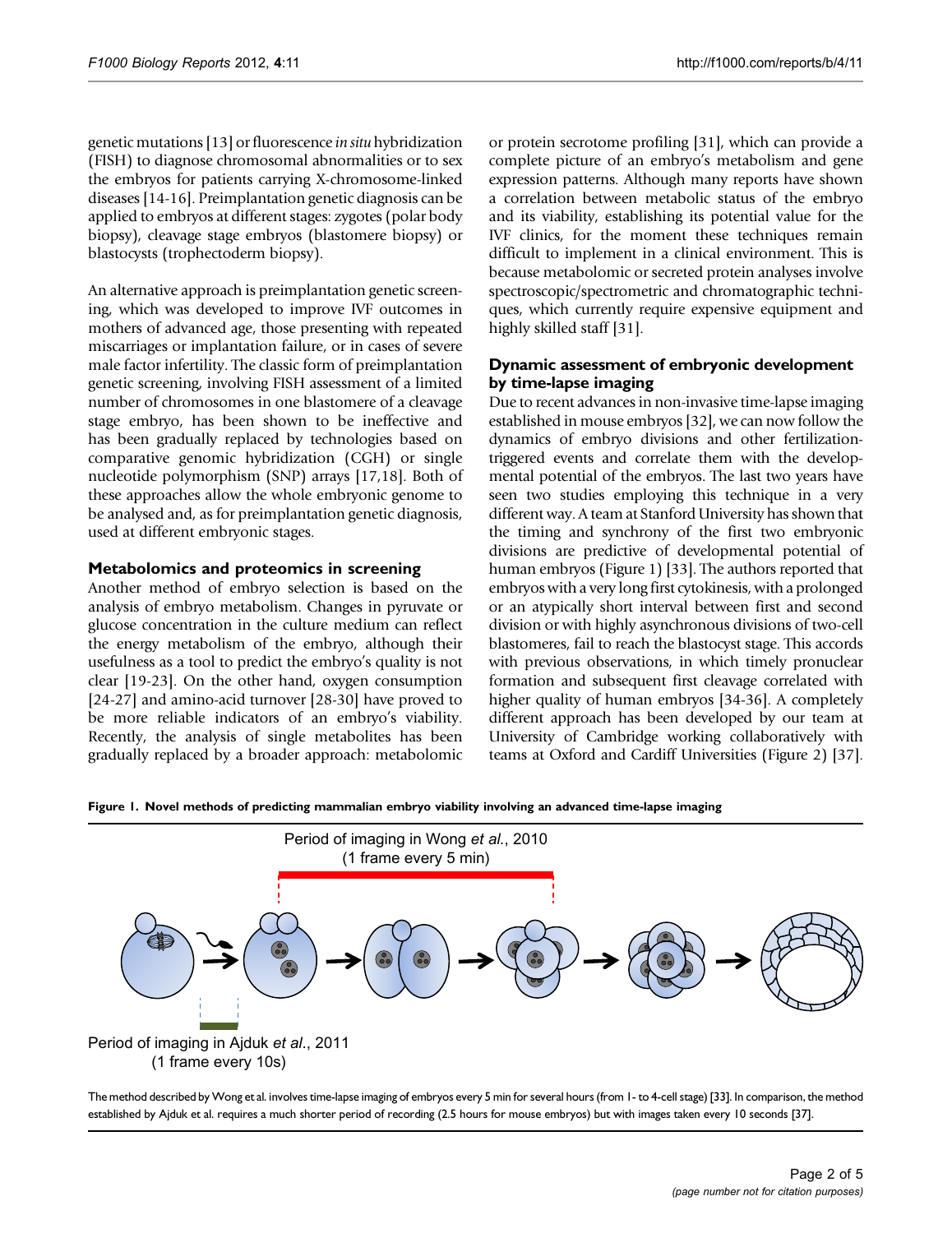genetic mutations [13] or fluorescence *in situ* hybridization (FISH) to diagnose chromosomal abnormalities or to sex the embryos for patients carrying X-chromosome-linked diseases [14-16]. Preimplantation genetic diagnosis can be applied to embryos at different stages: zygotes (polar body biopsy), cleavage stage embryos (blastomere biopsy) or blastocysts (trophectoderm biopsy).

An alternative approach is preimplantation genetic screening, which was developed to improve IVF outcomes in mothers of advanced age, those presenting with repeated miscarriages or implantation failure, or in cases of severe male factor infertility. The classic form of preimplantation genetic screening, involving FISH assessment of a limited number of chromosomes in one blastomere of a cleavage stage embryo, has been shown to be ineffective and has been gradually replaced by technologies based on comparative genomic hybridization (CGH) or single nucleotide polymorphism (SNP) arrays [17,18]. Both of these approaches allow the whole embryonic genome to be analysed and, as for preimplantation genetic diagnosis, used at different embryonic stages.

### Metabolomics and proteomics in screening

Another method of embryo selection is based on the analysis of embryo metabolism. Changes in pyruvate or glucose concentration in the culture medium can reflect the energy metabolism of the embryo, although their usefulness as a tool to predict the embryo's quality is not clear [19-23]. On the other hand, oxygen consumption [24-27] and amino-acid turnover [28-30] have proved to be more reliable indicators of an embryo's viability. Recently, the analysis of single metabolites has been gradually replaced by a broader approach: metabolomic or protein secrotome profiling [31], which can provide a complete picture of an embryo's metabolism and gene expression patterns. Although many reports have shown a correlation between metabolic status of the embryo and its viability, establishing its potential value for the IVF clinics, for the moment these techniques remain difficult to implement in a clinical environment. This is because metabolomic or secreted protein analyses involve spectroscopic/spectrometric and chromatographic techniques, which currently require expensive equipment and highly skilled staff [31].

### Dynamic assessment of embryonic development by time-lapse imaging

Due to recent advances in non-invasive time-lapse imaging established in mouse embryos [32], we can now follow the dynamics of embryo divisions and other fertilization-triggered events and correlate them with the developmental potential of the embryos. The last two years have seen two studies employing this technique in a very different way. A team at Stanford University has shown that the timing and synchrony of the first two embryonic divisions are predictive of developmental potential of human embryos (Figure 1) [33]. The authors reported that embryos with a very long first cytokinesis, with a prolonged or an atypically short interval between first and second division or with highly asynchronous divisions of two-cell blastomeres, fail to reach the blastocyst stage. This accords with previous observations, in which timely pronuclear formation and subsequent first cleavage correlated with higher quality of human embryos [34-36]. A completely different approach has been developed by our team at University of Cambridge working collaboratively with teams at Oxford and Cardiff Universities (Figure 2) [37].

**Figure 1. Novel methods of predicting mammalian embryo viability involving an advanced time-lapse imaging**

Period of imaging in Wong *et al.*, 2010 (1 frame every 5 min)

Period of imaging in Ajduk *et al.*, 2011 (1 frame every 10s)

The method described by Wong et al. involves time-lapse imaging of embryos every 5 min for several hours (from 1- to 4-cell stage) [33]. In comparison, the method established by Ajduk et al. requires a much shorter period of recording (2.5 hours for mouse embryos) but with images taken every 10 seconds [37].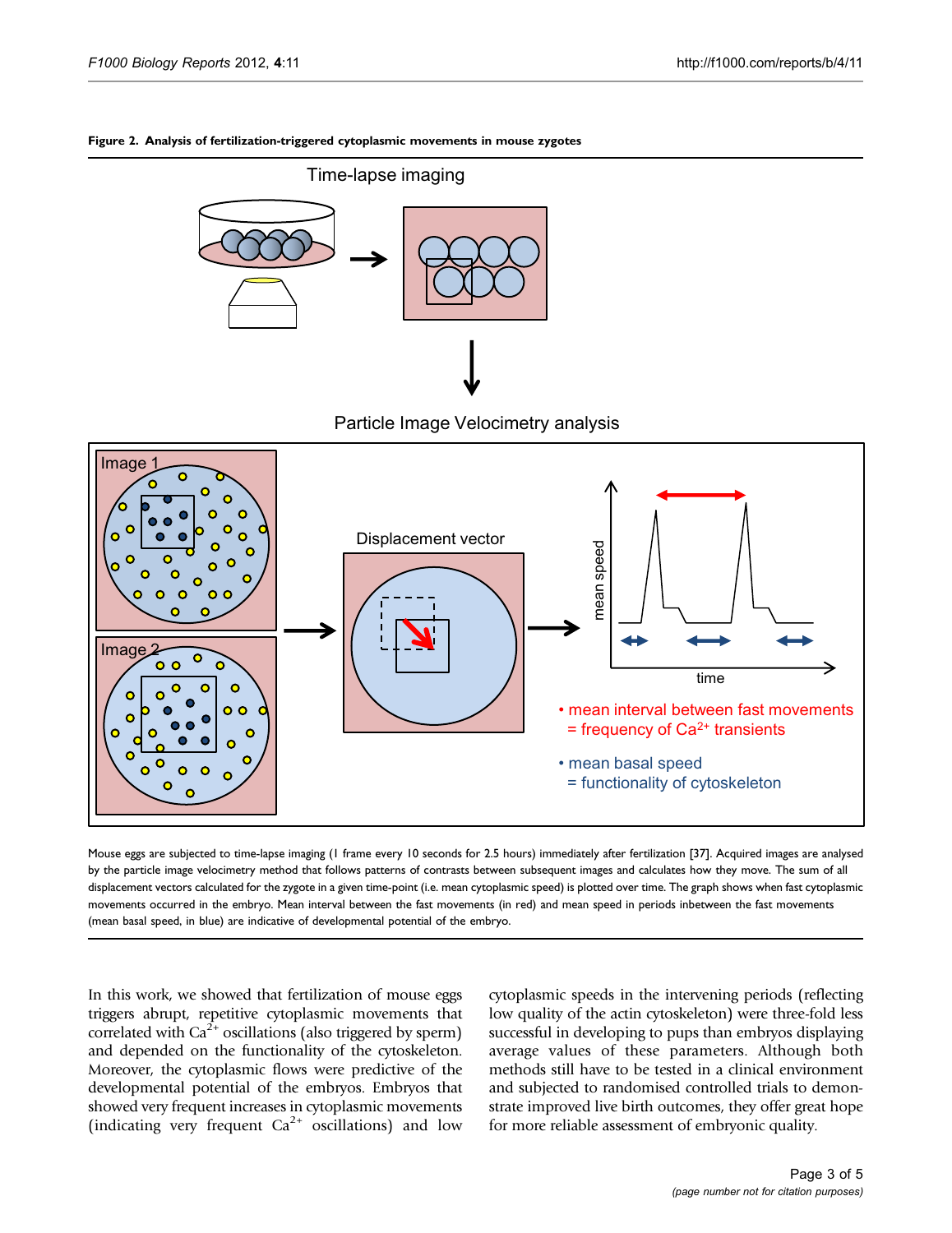**Figure 2. Analysis of fertilization-triggered cytoplasmic movements in mouse zygotes**

Mouse eggs are subjected to time-lapse imaging (1 frame every 10 seconds for 2.5 hours) immediately after fertilization [37]. Acquired images are analysed by the particle image velocimetry method that follows patterns of contrasts between subsequent images and calculates how they move. The sum of all displacement vectors calculated for the zygote in a given time-point (i.e. mean cytoplasmic speed) is plotted over time. The graph shows when fast cytoplasmic movements occurred in the embryo. Mean interval between the fast movements (in red) and mean speed in periods inbetween the fast movements (mean basal speed, in blue) are indicative of developmental potential of the embryo.

In this work, we showed that fertilization of mouse eggs triggers abrupt, repetitive cytoplasmic movements that correlated with $Ca^{2+}$ oscillations (also triggered by sperm) and depended on the functionality of the cytoskeleton. Moreover, the cytoplasmic flows were predictive of the developmental potential of the embryos. Embryos that showed very frequent increases in cytoplasmic movements (indicating very frequent $Ca^{2+}$ oscillations) and low cytoplasmic speeds in the intervening periods (reflecting low quality of the actin cytoskeleton) were three-fold less successful in developing to pups than embryos displaying average values of these parameters. Although both methods still have to be tested in a clinical environment and subjected to randomised controlled trials to demonstrate improved live birth outcomes, they offer great hope for more reliable assessment of embryonic quality.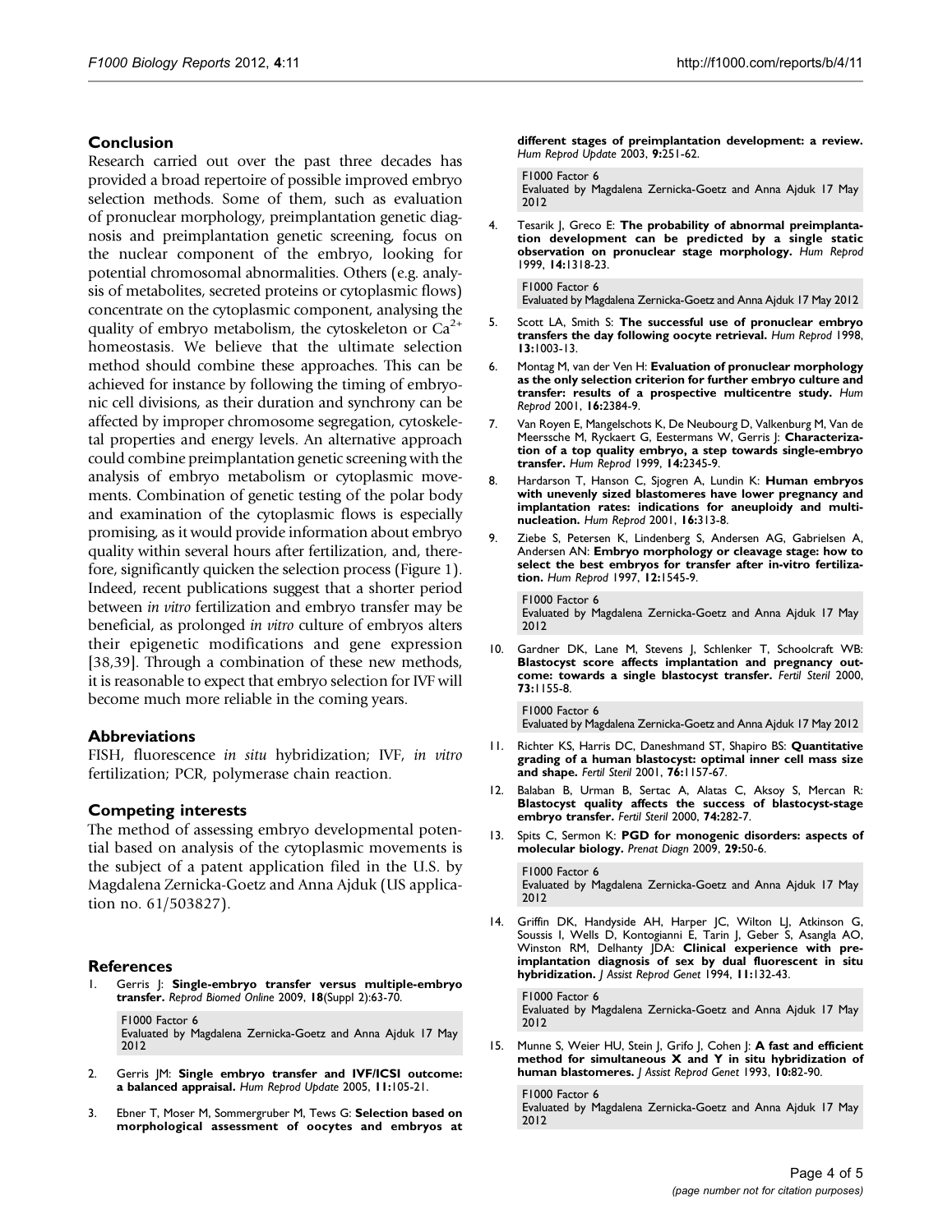## Conclusion

Research carried out over the past three decades has provided a broad repertoire of possible improved embryo selection methods. Some of them, such as evaluation of pronuclear morphology, preimplantation genetic diagnosis and preimplantation genetic screening, focus on the nuclear component of the embryo, looking for potential chromosomal abnormalities. Others (e.g. analysis of metabolites, secreted proteins or cytoplasmic flows) concentrate on the cytoplasmic component, analysing the quality of embryo metabolism, the cytoskeleton or $Ca^{2+}$ homeostasis. We believe that the ultimate selection method should combine these approaches. This can be achieved for instance by following the timing of embryonic cell divisions, as their duration and synchrony can be affected by improper chromosome segregation, cytoskeletal properties and energy levels. An alternative approach could combine preimplantation genetic screening with the analysis of embryo metabolism or cytoplasmic movements. Combination of genetic testing of the polar body and examination of the cytoplasmic flows is especially promising, as it would provide information about embryo quality within several hours after fertilization, and, therefore, significantly quicken the selection process (Figure 1). Indeed, recent publications suggest that a shorter period between *in vitro* fertilization and embryo transfer may be beneficial, as prolonged *in vitro* culture of embryos alters their epigenetic modifications and gene expression [38,39]. Through a combination of these new methods, it is reasonable to expect that embryo selection for IVF will become much more reliable in the coming years.

## Abbreviations

FISH, fluorescence *in situ* hybridization; IVF, *in vitro* fertilization; PCR, polymerase chain reaction.

## Competing interests

The method of assessing embryo developmental potential based on analysis of the cytoplasmic movements is the subject of a patent application filed in the U.S. by Magdalena Zernicka-Goetz and Anna Ajduk (US application no. 61/503827).

## References

1. Gerris J: **Single-embryo transfer versus multiple-embryo transfer.** *Reprod Biomed Online* 2009, **18**(Suppl 2):63-70.

   F1000 Factor 6
   Evaluated by Magdalena Zernicka-Goetz and Anna Ajduk 17 May 2012

2. Gerris JM: **Single embryo transfer and IVF/ICSI outcome: a balanced appraisal.** *Hum Reprod Update* 2005, **11**:105-21.

3. Ebner T, Moser M, Sommergruber M, Tews G: **Selection based on morphological assessment of oocytes and embryos at different stages of preimplantation development: a review.** *Hum Reprod Update* 2003, **9**:251-62.

   F1000 Factor 6
   Evaluated by Magdalena Zernicka-Goetz and Anna Ajduk 17 May 2012

4. Tesarik J, Greco E: **The probability of abnormal preimplantation development can be predicted by a single static observation on pronuclear stage morphology.** *Hum Reprod* 1999, **14**:1318-23.

   F1000 Factor 6
   Evaluated by Magdalena Zernicka-Goetz and Anna Ajduk 17 May 2012

5. Scott LA, Smith S: **The successful use of pronuclear embryo transfers the day following oocyte retrieval.** *Hum Reprod* 1998, **13**:1003-13.

6. Montag M, van der Ven H: **Evaluation of pronuclear morphology as the only selection criterion for further embryo culture and transfer: results of a prospective multicentre study.** *Hum Reprod* 2001, **16**:2384-9.

7. Van Royen E, Mangelschots K, De Neubourg D, Valkenburg M, Van de Meerssche M, Ryckaert G, Eestermans W, Gerris J: **Characterization of a top quality embryo, a step towards single-embryo transfer.** *Hum Reprod* 1999, **14**:2345-9.

8. Hardarson T, Hanson C, Sjogren A, Lundin K: **Human embryos with unevenly sized blastomeres have lower pregnancy and implantation rates: indications for aneuploidy and multinucleation.** *Hum Reprod* 2001, **16**:313-8.

9. Ziebe S, Petersen K, Lindenberg S, Andersen AG, Gabrielsen A, Andersen AN: **Embryo morphology or cleavage stage: how to select the best embryos for transfer after in-vitro fertilization.** *Hum Reprod* 1997, **12**:1545-9.

   F1000 Factor 6
   Evaluated by Magdalena Zernicka-Goetz and Anna Ajduk 17 May 2012

10. Gardner DK, Lane M, Stevens J, Schlenker T, Schoolcraft WB: **Blastocyst score affects implantation and pregnancy outcome: towards a single blastocyst transfer.** *Fertil Steril* 2000, **73**:1155-8.

    F1000 Factor 6
    Evaluated by Magdalena Zernicka-Goetz and Anna Ajduk 17 May 2012

11. Richter KS, Harris DC, Daneshmand ST, Shapiro BS: **Quantitative grading of a human blastocyst: optimal inner cell mass size and shape.** *Fertil Steril* 2001, **76**:1157-67.

12. Balaban B, Urman B, Sertac A, Alatas C, Aksoy S, Mercan R: **Blastocyst quality affects the success of blastocyst-stage embryo transfer.** *Fertil Steril* 2000, **74**:282-7.

13. Spits C, Sermon K: **PGD for monogenic disorders: aspects of molecular biology.** *Prenat Diagn* 2009, **29**:50-6.

    F1000 Factor 6
    Evaluated by Magdalena Zernicka-Goetz and Anna Ajduk 17 May 2012

14. Griffin DK, Handyside AH, Harper JC, Wilton LJ, Atkinson G, Soussis I, Wells D, Kontogianni E, Tarin J, Geber S, Asangla AO, Winston RM, Delhanty JDA: **Clinical experience with preimplantation diagnosis of sex by dual fluorescent in situ hybridization.** *J Assist Reprod Genet* 1994, **11**:132-43.

    F1000 Factor 6
    Evaluated by Magdalena Zernicka-Goetz and Anna Ajduk 17 May 2012

15. Munne S, Weier HU, Stein J, Grifo J, Cohen J: **A fast and efficient method for simultaneous X and Y in situ hybridization of human blastomeres.** *J Assist Reprod Genet* 1993, **10**:82-90.

    F1000 Factor 6
    Evaluated by Magdalena Zernicka-Goetz and Anna Ajduk 17 May 2012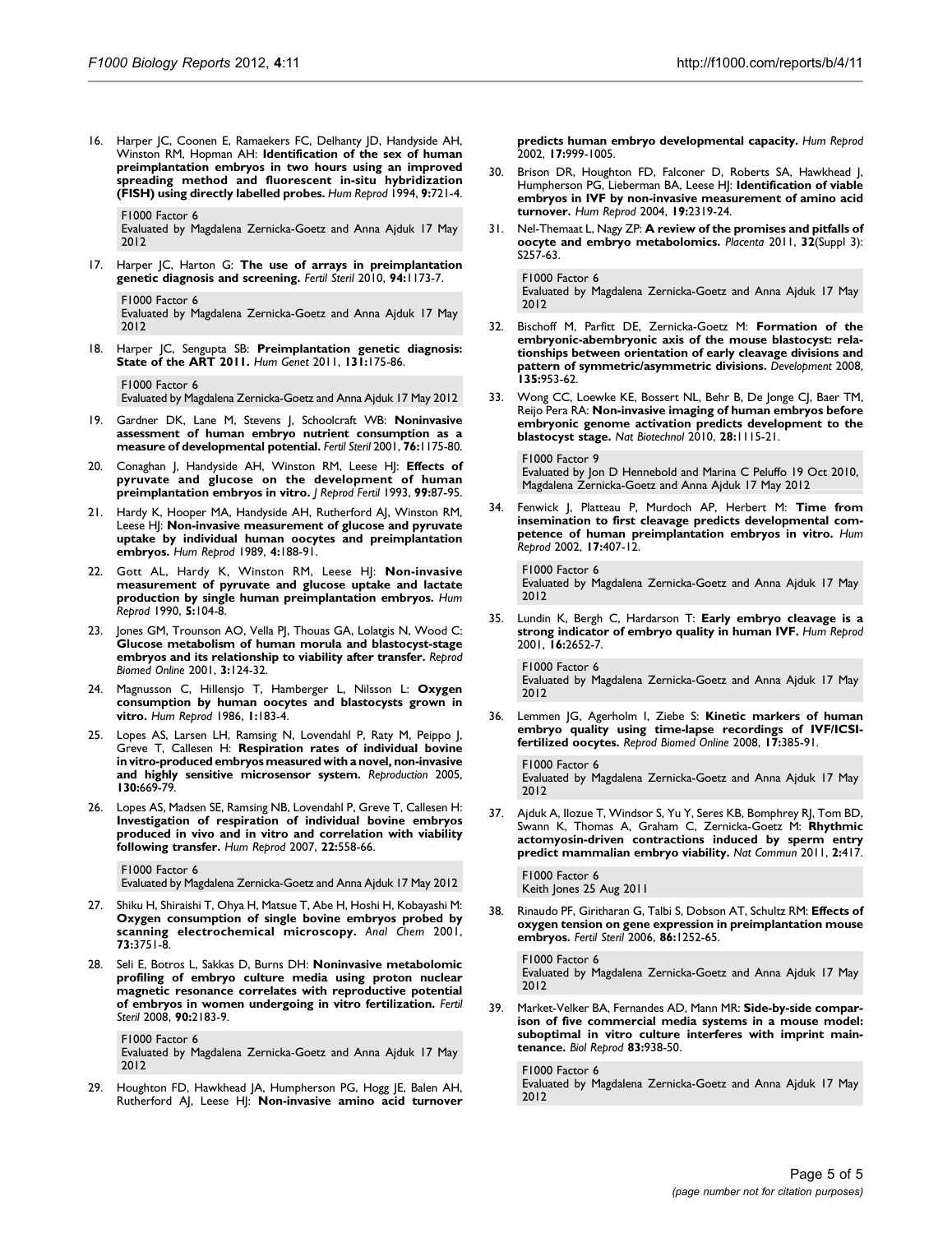16. Harper JC, Coonen E, Ramaekers FC, Delhanty JD, Handyside AH, Winston RM, Hopman AH: **Identification of the sex of human preimplantation embryos in two hours using an improved spreading method and fluorescent in-situ hybridization (FISH) using directly labelled probes.** *Hum Reprod* 1994, **9:**721-4.

    F1000 Factor 6
    Evaluated by Magdalena Zernicka-Goetz and Anna Ajduk 17 May 2012

17. Harper JC, Harton G: **The use of arrays in preimplantation genetic diagnosis and screening.** *Fertil Steril* 2010, **94:**1173-7.

    F1000 Factor 6
    Evaluated by Magdalena Zernicka-Goetz and Anna Ajduk 17 May 2012

18. Harper JC, Sengupta SB: **Preimplantation genetic diagnosis: State of the ART 2011.** *Hum Genet* 2011, **131:**175-86.

    F1000 Factor 6
    Evaluated by Magdalena Zernicka-Goetz and Anna Ajduk 17 May 2012

19. Gardner DK, Lane M, Stevens J, Schoolcraft WB: **Noninvasive assessment of human embryo nutrient consumption as a measure of developmental potential.** *Fertil Steril* 2001, **76:**1175-80.

20. Conaghan J, Handyside AH, Winston RM, Leese HJ: **Effects of pyruvate and glucose on the development of human preimplantation embryos in vitro.** *J Reprod Fertil* 1993, **99:**87-95.

21. Hardy K, Hooper MA, Handyside AH, Rutherford AJ, Winston RM, Leese HJ: **Non-invasive measurement of glucose and pyruvate uptake by individual human oocytes and preimplantation embryos.** *Hum Reprod* 1989, **4:**188-91.

22. Gott AL, Hardy K, Winston RM, Leese HJ: **Non-invasive measurement of pyruvate and glucose uptake and lactate production by single human preimplantation embryos.** *Hum Reprod* 1990, **5:**104-8.

23. Jones GM, Trounson AO, Vella PJ, Thouas GA, Lolatgis N, Wood C: **Glucose metabolism of human morula and blastocyst-stage embryos and its relationship to viability after transfer.** *Reprod Biomed Online* 2001, **3:**124-32.

24. Magnusson C, Hillensjo T, Hamberger L, Nilsson L: **Oxygen consumption by human oocytes and blastocysts grown in vitro.** *Hum Reprod* 1986, **1:**183-4.

25. Lopes AS, Larsen LH, Ramsing N, Lovendahl P, Raty M, Peippo J, Greve T, Callesen H: **Respiration rates of individual bovine in vitro-produced embryos measured with a novel, non-invasive and highly sensitive microsensor system.** *Reproduction* 2005, **130:**669-79.

26. Lopes AS, Madsen SE, Ramsing NB, Lovendahl P, Greve T, Callesen H: **Investigation of respiration of individual bovine embryos produced in vivo and in vitro and correlation with viability following transfer.** *Hum Reprod* 2007, **22:**558-66.

    F1000 Factor 6
    Evaluated by Magdalena Zernicka-Goetz and Anna Ajduk 17 May 2012

27. Shiku H, Shiraishi T, Ohya H, Matsue T, Abe H, Hoshi H, Kobayashi M: **Oxygen consumption of single bovine embryos probed by scanning electrochemical microscopy.** *Anal Chem* 2001, **73:**3751-8.

28. Seli E, Botros L, Sakkas D, Burns DH: **Noninvasive metabolomic profiling of embryo culture media using proton nuclear magnetic resonance correlates with reproductive potential of embryos in women undergoing in vitro fertilization.** *Fertil Steril* 2008, **90:**2183-9.

    F1000 Factor 6
    Evaluated by Magdalena Zernicka-Goetz and Anna Ajduk 17 May 2012

29. Houghton FD, Hawkhead JA, Humpherson PG, Hogg JE, Balen AH, Rutherford AJ, Leese HJ: **Non-invasive amino acid turnover predicts human embryo developmental capacity.** *Hum Reprod* 2002, **17:**999-1005.

30. Brison DR, Houghton FD, Falconer D, Roberts SA, Hawkhead J, Humpherson PG, Lieberman BA, Leese HJ: **Identification of viable embryos in IVF by non-invasive measurement of amino acid turnover.** *Hum Reprod* 2004, **19:**2319-24.

31. Nel-Themaat L, Nagy ZP: **A review of the promises and pitfalls of oocyte and embryo metabolomics.** *Placenta* 2011, **32**(Suppl 3): S257-63.

    F1000 Factor 6
    Evaluated by Magdalena Zernicka-Goetz and Anna Ajduk 17 May 2012

32. Bischoff M, Parfitt DE, Zernicka-Goetz M: **Formation of the embryonic-abembryonic axis of the mouse blastocyst: relationships between orientation of early cleavage divisions and pattern of symmetric/asymmetric divisions.** *Development* 2008, **135:**953-62.

33. Wong CC, Loewke KE, Bossert NL, Behr B, De Jonge CJ, Baer TM, Reijo Pera RA: **Non-invasive imaging of human embryos before embryonic genome activation predicts development to the blastocyst stage.** *Nat Biotechnol* 2010, **28:**1115-21.

    F1000 Factor 9
    Evaluated by Jon D Hennebold and Marina C Peluffo 19 Oct 2010, Magdalena Zernicka-Goetz and Anna Ajduk 17 May 2012

34. Fenwick J, Platteau P, Murdoch AP, Herbert M: **Time from insemination to first cleavage predicts developmental competence of human preimplantation embryos in vitro.** *Hum Reprod* 2002, **17:**407-12.

    F1000 Factor 6
    Evaluated by Magdalena Zernicka-Goetz and Anna Ajduk 17 May 2012

35. Lundin K, Bergh C, Hardarson T: **Early embryo cleavage is a strong indicator of embryo quality in human IVF.** *Hum Reprod* 2001, **16:**2652-7.

    F1000 Factor 6
    Evaluated by Magdalena Zernicka-Goetz and Anna Ajduk 17 May 2012

36. Lemmen JG, Agerholm I, Ziebe S: **Kinetic markers of human embryo quality using time-lapse recordings of IVF/ICSI-fertilized oocytes.** *Reprod Biomed Online* 2008, **17:**385-91.

    F1000 Factor 6
    Evaluated by Magdalena Zernicka-Goetz and Anna Ajduk 17 May 2012

37. Ajduk A, Ilozue T, Windsor S, Yu Y, Seres KB, Bomphrey RJ, Tom BD, Swann K, Thomas A, Graham C, Zernicka-Goetz M: **Rhythmic actomyosin-driven contractions induced by sperm entry predict mammalian embryo viability.** *Nat Commun* 2011, **2:**417.

    F1000 Factor 6
    Keith Jones 25 Aug 2011

38. Rinaudo PF, Giritharan G, Talbi S, Dobson AT, Schultz RM: **Effects of oxygen tension on gene expression in preimplantation mouse embryos.** *Fertil Steril* 2006, **86:**1252-65.

    F1000 Factor 6
    Evaluated by Magdalena Zernicka-Goetz and Anna Ajduk 17 May 2012

39. Market-Velker BA, Fernandes AD, Mann MR: **Side-by-side comparison of five commercial media systems in a mouse model: suboptimal in vitro culture interferes with imprint maintenance.** *Biol Reprod* **83:**938-50.

    F1000 Factor 6
    Evaluated by Magdalena Zernicka-Goetz and Anna Ajduk 17 May 2012